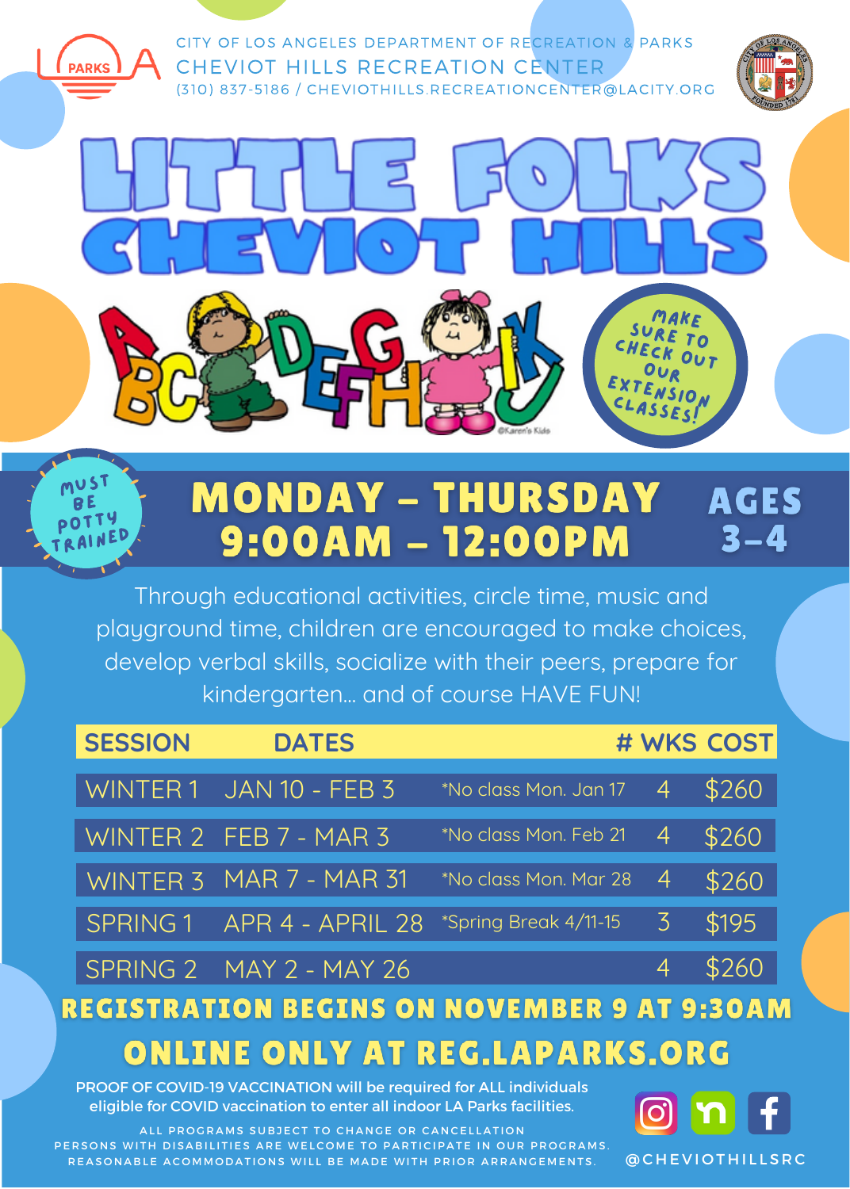CITY OF LOS ANGELES DEPARTMENT OF RECREATION & PARKS

CHEVIOT HILLS RECREATION CENTER

(310) 837-5186 / CHEVIOTHILLS.RECREATIONCENTER@LACITY.ORG

# LITTLE FOLKS CHEVIOT HILLS

MAKE SURE TO CHECK OUT OUR EXTENSION CLASSES!

MUST BE POTTY TRAINED

## MONDAY – THURSDAY 9:00AM – 12:00PM

## AGES 3-4

Through educational activities, circle time, music and playground time, children are encouraged to make choices, develop verbal skills, socialize with their peers, prepare for kindergarten... and of course HAVE FUN!

| SESSION | DATES | | # WKS | COST |
|---|---|---|---|---|
| WINTER 1 | JAN 10 - FEB 3 | *No class Mon. Jan 17 | 4 | $260 |
| WINTER 2 | FEB 7 - MAR 3 | *No class Mon. Feb 21 | 4 | $260 |
| WINTER 3 | MAR 7 - MAR 31 | *No class Mon. Mar 28 | 4 | $260 |
| SPRING 1 | APR 4 - APRIL 28 | *Spring Break 4/11-15 | 3 | $195 |
| SPRING 2 | MAY 2 - MAY 26 | | 4 | $260 |

**REGISTRATION BEGINS ON NOVEMBER 9 AT 9:30AM**

**ONLINE ONLY AT REG.LAPARKS.ORG**

PROOF OF COVID-19 VACCINATION will be required for ALL individuals eligible for COVID vaccination to enter all indoor LA Parks facilities.

ALL PROGRAMS SUBJECT TO CHANGE OR CANCELLATION
PERSONS WITH DISABILITIES ARE WELCOME TO PARTICIPATE IN OUR PROGRAMS.
REASONABLE ACOMMODATIONS WILL BE MADE WITH PRIOR ARRANGEMENTS.

@CHEVIOTHILLSRC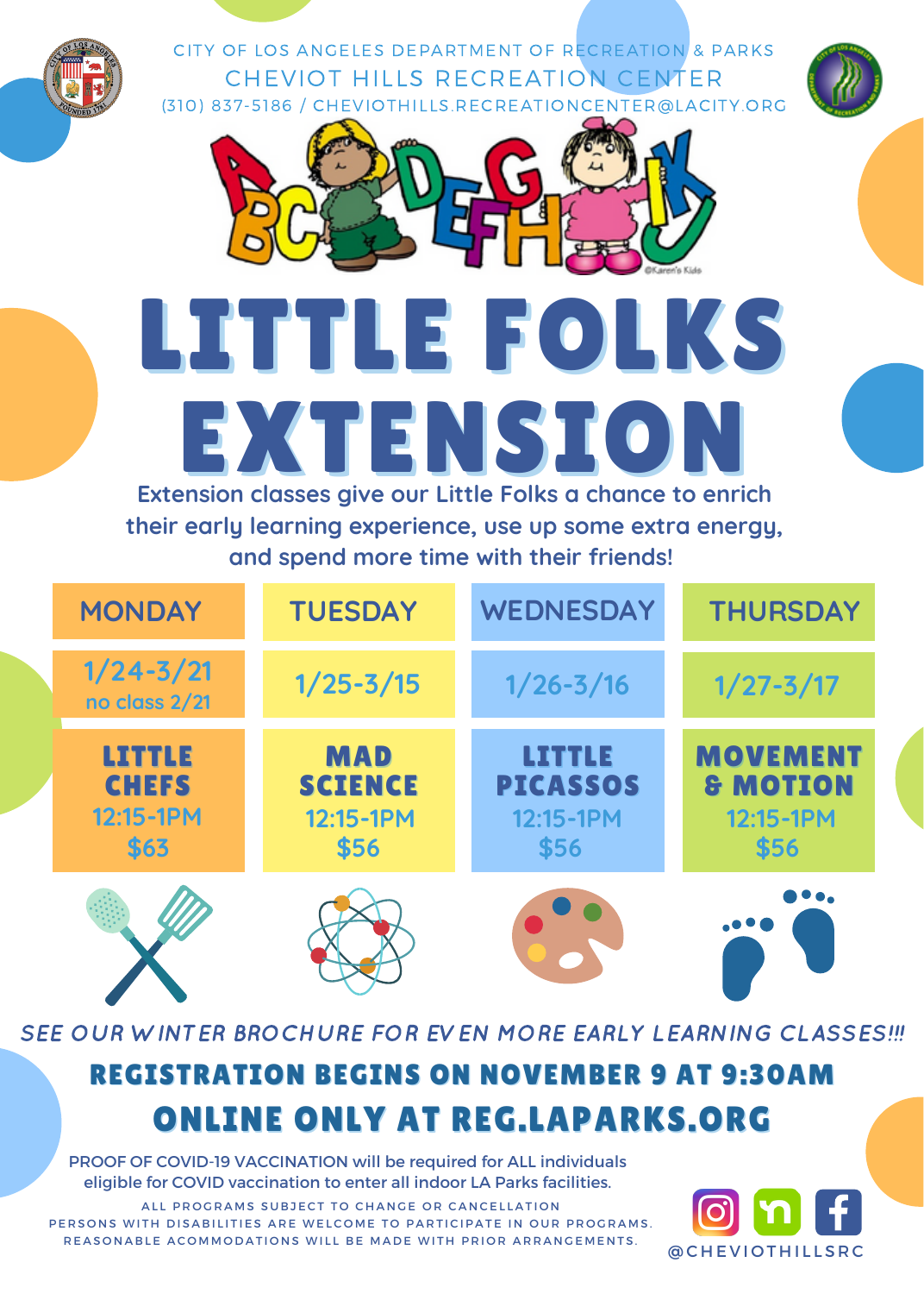CITY OF LOS ANGELES DEPARTMENT OF RECREATION & PARKS

CHEVIOT HILLS RECREATION CENTER

(310) 837-5186 / CHEVIOTHILLS.RECREATIONCENTER@LACITY.ORG

# LITTLE FOLKS EXTENSION

Extension classes give our Little Folks a chance to enrich their early learning experience, use up some extra energy, and spend more time with their friends!

| MONDAY | TUESDAY | WEDNESDAY | THURSDAY |
|---|---|---|---|
| 1/24-3/21 no class 2/21 | 1/25-3/15 | 1/26-3/16 | 1/27-3/17 |
| **LITTLE CHEFS** 12:15-1PM $63 | **MAD SCIENCE** 12:15-1PM $56 | **LITTLE PICASSOS** 12:15-1PM $56 | **MOVEMENT & MOTION** 12:15-1PM $56 |

*SEE OUR WINTER BROCHURE FOR EVEN MORE EARLY LEARNING CLASSES!!!*

**REGISTRATION BEGINS ON NOVEMBER 9 AT 9:30AM**

**ONLINE ONLY AT REG.LAPARKS.ORG**

PROOF OF COVID-19 VACCINATION will be required for ALL individuals eligible for COVID vaccination to enter all indoor LA Parks facilities.

ALL PROGRAMS SUBJECT TO CHANGE OR CANCELLATION

PERSONS WITH DISABILITIES ARE WELCOME TO PARTICIPATE IN OUR PROGRAMS. REASONABLE ACOMMODATIONS WILL BE MADE WITH PRIOR ARRANGEMENTS.

@CHEVIOTHILLSRC